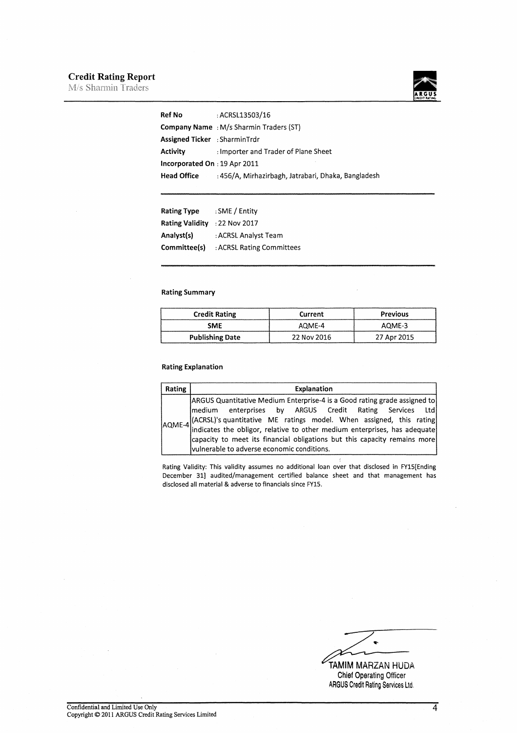# Credit Rating Report

M/s Sharmin Traders

**Ref No** : ACRSL13503/16
**Company Name** : M/s Sharmin Traders (ST)
**Assigned Ticker** : SharminTrdr
**Activity** : Importer and Trader of Plane Sheet
**Incorporated On** : 19 Apr 2011
**Head Office** : 456/A, Mirhazirbagh, Jatrabari, Dhaka, Bangladesh

**Rating Type** : SME / Entity
**Rating Validity** : 22 Nov 2017
**Analyst(s)** : ACRSL Analyst Team
**Committee(s)** : ACRSL Rating Committees

**Rating Summary**

| Credit Rating | Current | Previous |
|---|---|---|
| SME | AQME-4 | AQME-3 |
| Publishing Date | 22 Nov 2016 | 27 Apr 2015 |

**Rating Explanation**

| Rating | Explanation |
|---|---|
| AQME-4 | ARGUS Quantitative Medium Enterprise-4 is a Good rating grade assigned to medium enterprises by ARGUS Credit Rating Services Ltd (ACRSL)'s quantitative ME ratings model. When assigned, this rating indicates the obligor, relative to other medium enterprises, has adequate capacity to meet its financial obligations but this capacity remains more vulnerable to adverse economic conditions. |

Rating Validity: This validity assumes no additional loan over that disclosed in FY15[Ending December 31] audited/management certified balance sheet and that management has disclosed all material & adverse to financials since FY15.

TAMIM MARZAN HUDA
Chief Operating Officer
ARGUS Credit Rating Services Ltd.

Confidential and Limited Use Only
Copyright © 2011 ARGUS Credit Rating Services Limited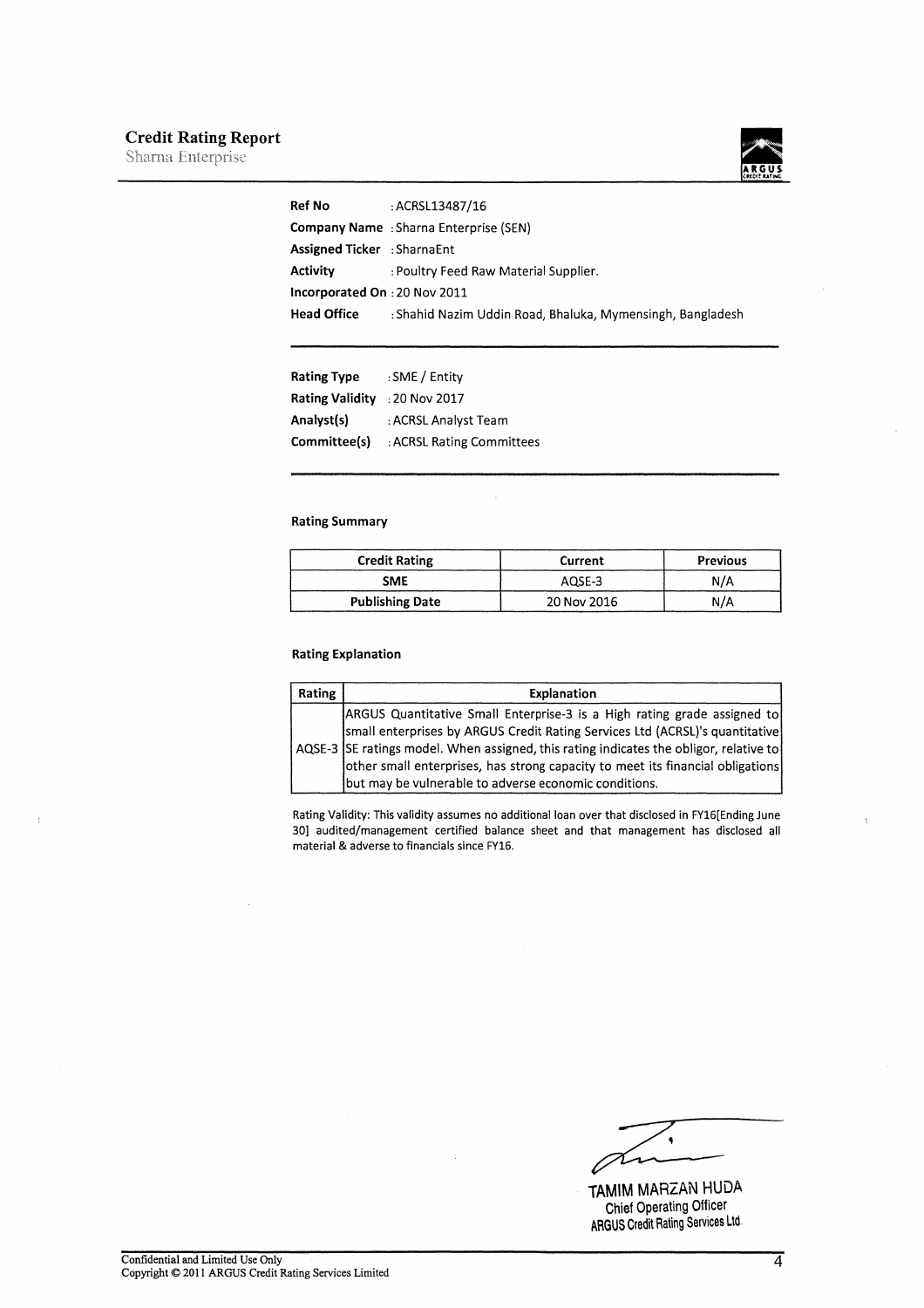**Ref No** : ACRSL13487/16
**Company Name** : Sharna Enterprise (SEN)
**Assigned Ticker** : SharnaEnt
**Activity** : Poultry Feed Raw Material Supplier.
**Incorporated On** : 20 Nov 2011
**Head Office** : Shahid Nazim Uddin Road, Bhaluka, Mymensingh, Bangladesh

---

**Rating Type** : SME / Entity
**Rating Validity** : 20 Nov 2017
**Analyst(s)** : ACRSL Analyst Team
**Committee(s)** : ACRSL Rating Committees

---

### Rating Summary

| Credit Rating | Current | Previous |
|---|---|---|
| **SME** | AQSE-3 | N/A |
| **Publishing Date** | 20 Nov 2016 | N/A |

### Rating Explanation

| Rating | Explanation |
|---|---|
| AQSE-3 | ARGUS Quantitative Small Enterprise-3 is a High rating grade assigned to small enterprises by ARGUS Credit Rating Services Ltd (ACRSL)'s quantitative SE ratings model. When assigned, this rating indicates the obligor, relative to other small enterprises, has strong capacity to meet its financial obligations but may be vulnerable to adverse economic conditions. |

Rating Validity: This validity assumes no additional loan over that disclosed in FY16[Ending June 30] audited/management certified balance sheet and that management has disclosed all material & adverse to financials since FY16.

TAMIM MARZAN HUDA
Chief Operating Officer
ARGUS Credit Rating Services Ltd.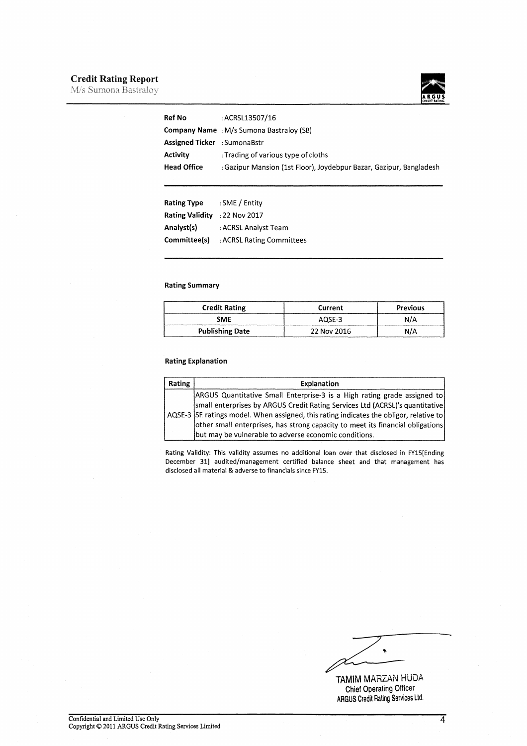# Credit Rating Report

M/s Sumona Bastraloy

| | |
|---|---|
| **Ref No** | : ACRSL13507/16 |
| **Company Name** | : M/s Sumona Bastraloy (SB) |
| **Assigned Ticker** | : SumonaBstr |
| **Activity** | : Trading of various type of cloths |
| **Head Office** | : Gazipur Mansion (1st Floor), Joydebpur Bazar, Gazipur, Bangladesh |

| | |
|---|---|
| **Rating Type** | : SME / Entity |
| **Rating Validity** | : 22 Nov 2017 |
| **Analyst(s)** | : ACRSL Analyst Team |
| **Committee(s)** | : ACRSL Rating Committees |

**Rating Summary**

| Credit Rating | Current | Previous |
|---|---|---|
| **SME** | AQSE-3 | N/A |
| **Publishing Date** | 22 Nov 2016 | N/A |

**Rating Explanation**

| Rating | Explanation |
|---|---|
| AQSE-3 | ARGUS Quantitative Small Enterprise-3 is a High rating grade assigned to small enterprises by ARGUS Credit Rating Services Ltd (ACRSL)'s quantitative SE ratings model. When assigned, this rating indicates the obligor, relative to other small enterprises, has strong capacity to meet its financial obligations but may be vulnerable to adverse economic conditions. |

Rating Validity: This validity assumes no additional loan over that disclosed in FY15[Ending December 31] audited/management certified balance sheet and that management has disclosed all material & adverse to financials since FY15.

TAMIM MARZAN HUDA
Chief Operating Officer
ARGUS Credit Rating Services Ltd.

Confidential and Limited Use Only
Copyright © 2011 ARGUS Credit Rating Services Limited